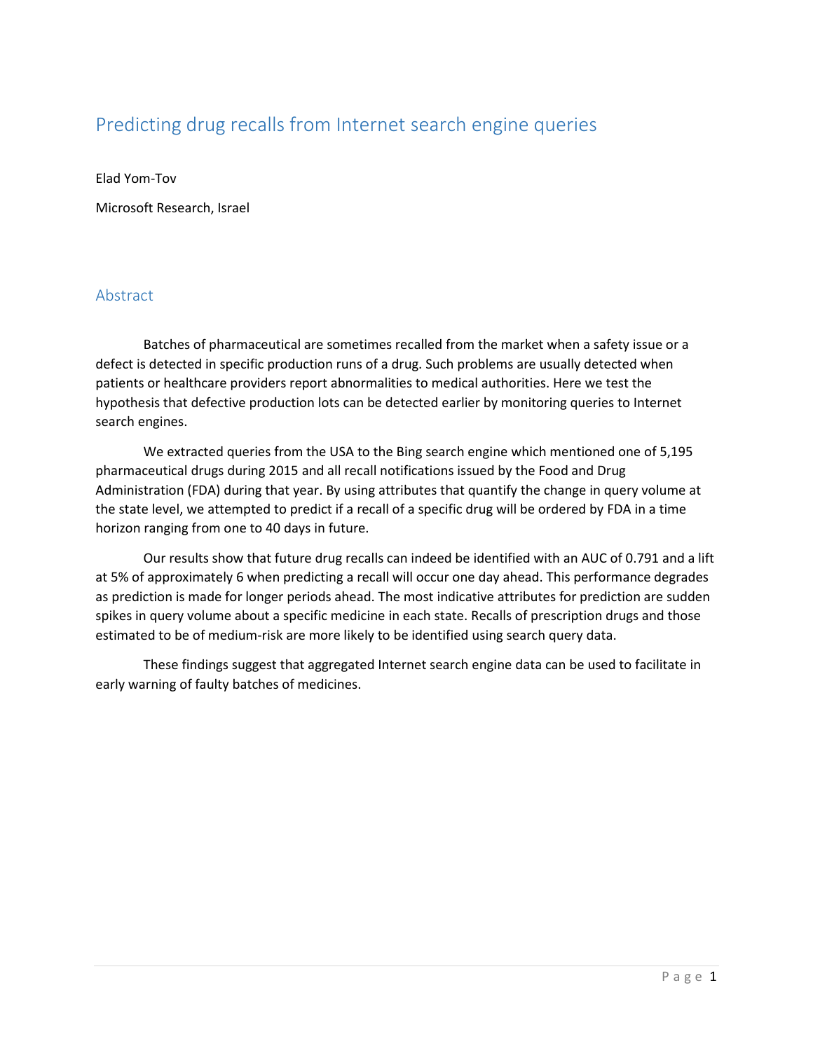# Predicting drug recalls from Internet search engine queries

Elad Yom-Tov

Microsoft Research, Israel

## Abstract

Batches of pharmaceutical are sometimes recalled from the market when a safety issue or a defect is detected in specific production runs of a drug. Such problems are usually detected when patients or healthcare providers report abnormalities to medical authorities. Here we test the hypothesis that defective production lots can be detected earlier by monitoring queries to Internet search engines.

We extracted queries from the USA to the Bing search engine which mentioned one of 5,195 pharmaceutical drugs during 2015 and all recall notifications issued by the Food and Drug Administration (FDA) during that year. By using attributes that quantify the change in query volume at the state level, we attempted to predict if a recall of a specific drug will be ordered by FDA in a time horizon ranging from one to 40 days in future.

Our results show that future drug recalls can indeed be identified with an AUC of 0.791 and a lift at 5% of approximately 6 when predicting a recall will occur one day ahead. This performance degrades as prediction is made for longer periods ahead. The most indicative attributes for prediction are sudden spikes in query volume about a specific medicine in each state. Recalls of prescription drugs and those estimated to be of medium-risk are more likely to be identified using search query data.

These findings suggest that aggregated Internet search engine data can be used to facilitate in early warning of faulty batches of medicines.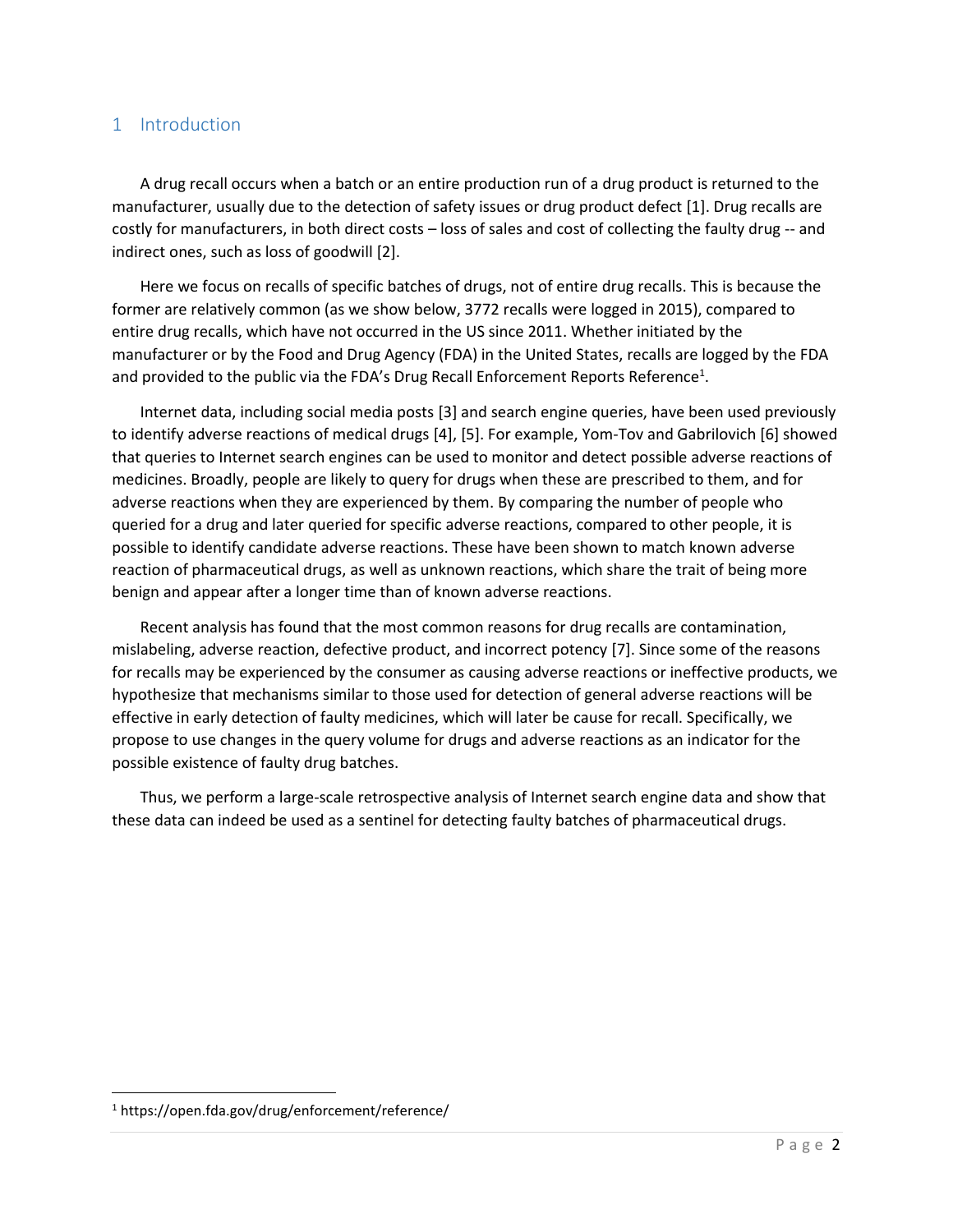# 1 Introduction

A drug recall occurs when a batch or an entire production run of a drug product is returned to the manufacturer, usually due to the detection of safety issues or drug product defect [1]. Drug recalls are costly for manufacturers, in both direct costs – loss of sales and cost of collecting the faulty drug -- and indirect ones, such as loss of goodwill [2].

Here we focus on recalls of specific batches of drugs, not of entire drug recalls. This is because the former are relatively common (as we show below, 3772 recalls were logged in 2015), compared to entire drug recalls, which have not occurred in the US since 2011. Whether initiated by the manufacturer or by the Food and Drug Agency (FDA) in the United States, recalls are logged by the FDA and provided to the public via the FDA's Drug Recall Enforcement Reports Reference[1].

Internet data, including social media posts [3] and search engine queries, have been used previously to identify adverse reactions of medical drugs [4], [5]. For example, Yom-Tov and Gabrilovich [6] showed that queries to Internet search engines can be used to monitor and detect possible adverse reactions of medicines. Broadly, people are likely to query for drugs when these are prescribed to them, and for adverse reactions when they are experienced by them. By comparing the number of people who queried for a drug and later queried for specific adverse reactions, compared to other people, it is possible to identify candidate adverse reactions. These have been shown to match known adverse reaction of pharmaceutical drugs, as well as unknown reactions, which share the trait of being more benign and appear after a longer time than of known adverse reactions.

Recent analysis has found that the most common reasons for drug recalls are contamination, mislabeling, adverse reaction, defective product, and incorrect potency [7]. Since some of the reasons for recalls may be experienced by the consumer as causing adverse reactions or ineffective products, we hypothesize that mechanisms similar to those used for detection of general adverse reactions will be effective in early detection of faulty medicines, which will later be cause for recall. Specifically, we propose to use changes in the query volume for drugs and adverse reactions as an indicator for the possible existence of faulty drug batches.

Thus, we perform a large-scale retrospective analysis of Internet search engine data and show that these data can indeed be used as a sentinel for detecting faulty batches of pharmaceutical drugs.

[1] https://open.fda.gov/drug/enforcement/reference/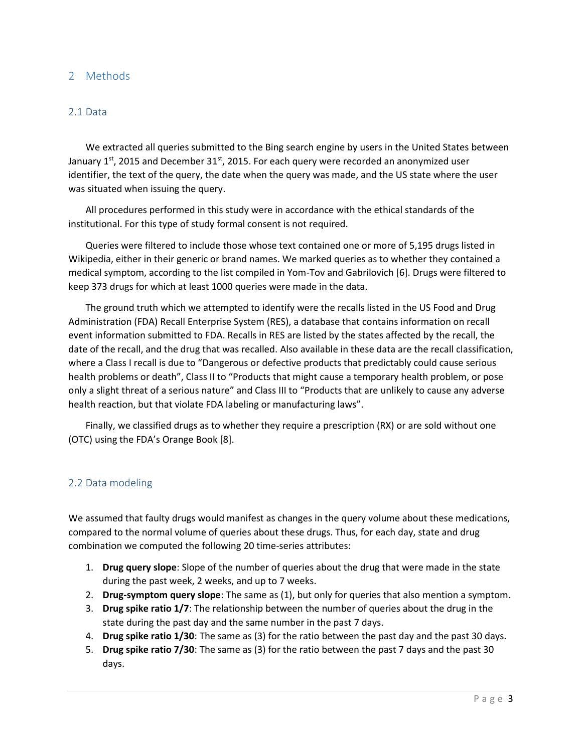# 2 Methods

## 2.1 Data

We extracted all queries submitted to the Bing search engine by users in the United States between January 1st, 2015 and December 31st, 2015. For each query were recorded an anonymized user identifier, the text of the query, the date when the query was made, and the US state where the user was situated when issuing the query.

All procedures performed in this study were in accordance with the ethical standards of the institutional. For this type of study formal consent is not required.

Queries were filtered to include those whose text contained one or more of 5,195 drugs listed in Wikipedia, either in their generic or brand names. We marked queries as to whether they contained a medical symptom, according to the list compiled in Yom-Tov and Gabrilovich [6]. Drugs were filtered to keep 373 drugs for which at least 1000 queries were made in the data.

The ground truth which we attempted to identify were the recalls listed in the US Food and Drug Administration (FDA) Recall Enterprise System (RES), a database that contains information on recall event information submitted to FDA. Recalls in RES are listed by the states affected by the recall, the date of the recall, and the drug that was recalled. Also available in these data are the recall classification, where a Class I recall is due to "Dangerous or defective products that predictably could cause serious health problems or death", Class II to "Products that might cause a temporary health problem, or pose only a slight threat of a serious nature" and Class III to "Products that are unlikely to cause any adverse health reaction, but that violate FDA labeling or manufacturing laws".

Finally, we classified drugs as to whether they require a prescription (RX) or are sold without one (OTC) using the FDA's Orange Book [8].

## 2.2 Data modeling

We assumed that faulty drugs would manifest as changes in the query volume about these medications, compared to the normal volume of queries about these drugs. Thus, for each day, state and drug combination we computed the following 20 time-series attributes:

1. **Drug query slope**: Slope of the number of queries about the drug that were made in the state during the past week, 2 weeks, and up to 7 weeks.
2. **Drug-symptom query slope**: The same as (1), but only for queries that also mention a symptom.
3. **Drug spike ratio 1/7**: The relationship between the number of queries about the drug in the state during the past day and the same number in the past 7 days.
4. **Drug spike ratio 1/30**: The same as (3) for the ratio between the past day and the past 30 days.
5. **Drug spike ratio 7/30**: The same as (3) for the ratio between the past 7 days and the past 30 days.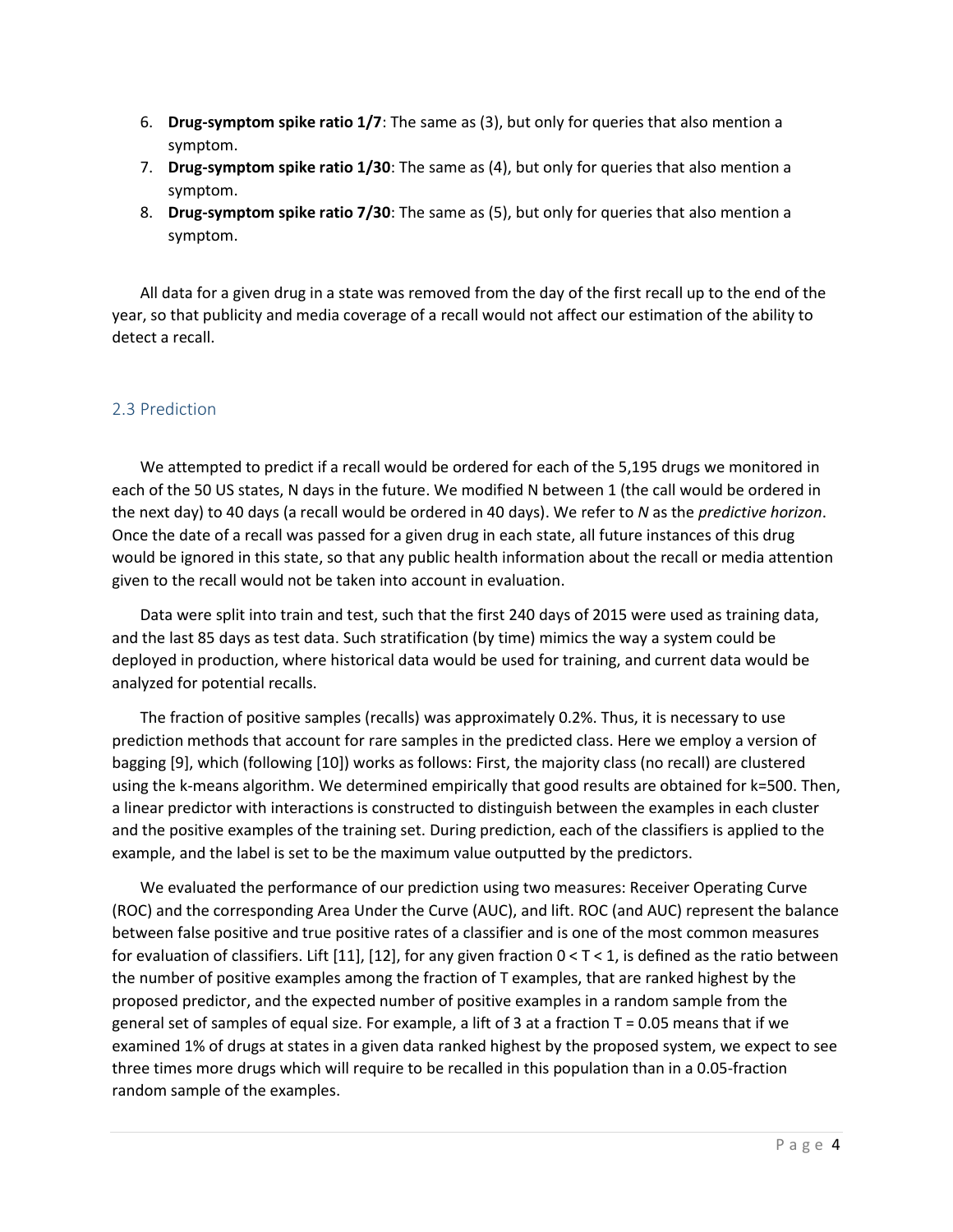6. **Drug-symptom spike ratio 1/7**: The same as (3), but only for queries that also mention a symptom.
7. **Drug-symptom spike ratio 1/30**: The same as (4), but only for queries that also mention a symptom.
8. **Drug-symptom spike ratio 7/30**: The same as (5), but only for queries that also mention a symptom.

All data for a given drug in a state was removed from the day of the first recall up to the end of the year, so that publicity and media coverage of a recall would not affect our estimation of the ability to detect a recall.

## 2.3 Prediction

We attempted to predict if a recall would be ordered for each of the 5,195 drugs we monitored in each of the 50 US states, N days in the future. We modified N between 1 (the call would be ordered in the next day) to 40 days (a recall would be ordered in 40 days). We refer to *N* as the *predictive horizon*. Once the date of a recall was passed for a given drug in each state, all future instances of this drug would be ignored in this state, so that any public health information about the recall or media attention given to the recall would not be taken into account in evaluation.

Data were split into train and test, such that the first 240 days of 2015 were used as training data, and the last 85 days as test data. Such stratification (by time) mimics the way a system could be deployed in production, where historical data would be used for training, and current data would be analyzed for potential recalls.

The fraction of positive samples (recalls) was approximately 0.2%. Thus, it is necessary to use prediction methods that account for rare samples in the predicted class. Here we employ a version of bagging [9], which (following [10]) works as follows: First, the majority class (no recall) are clustered using the k-means algorithm. We determined empirically that good results are obtained for k=500. Then, a linear predictor with interactions is constructed to distinguish between the examples in each cluster and the positive examples of the training set. During prediction, each of the classifiers is applied to the example, and the label is set to be the maximum value outputted by the predictors.

We evaluated the performance of our prediction using two measures: Receiver Operating Curve (ROC) and the corresponding Area Under the Curve (AUC), and lift. ROC (and AUC) represent the balance between false positive and true positive rates of a classifier and is one of the most common measures for evaluation of classifiers. Lift [11], [12], for any given fraction $0 < T < 1$, is defined as the ratio between the number of positive examples among the fraction of T examples, that are ranked highest by the proposed predictor, and the expected number of positive examples in a random sample from the general set of samples of equal size. For example, a lift of 3 at a fraction $T = 0.05$ means that if we examined 1% of drugs at states in a given data ranked highest by the proposed system, we expect to see three times more drugs which will require to be recalled in this population than in a 0.05-fraction random sample of the examples.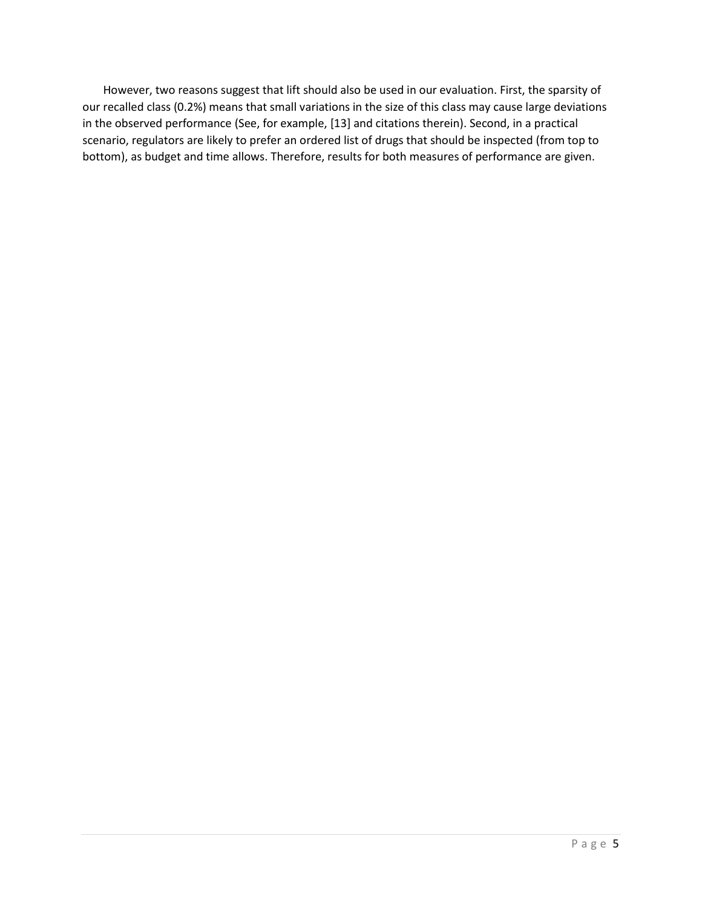However, two reasons suggest that lift should also be used in our evaluation. First, the sparsity of our recalled class (0.2%) means that small variations in the size of this class may cause large deviations in the observed performance (See, for example, [13] and citations therein). Second, in a practical scenario, regulators are likely to prefer an ordered list of drugs that should be inspected (from top to bottom), as budget and time allows. Therefore, results for both measures of performance are given.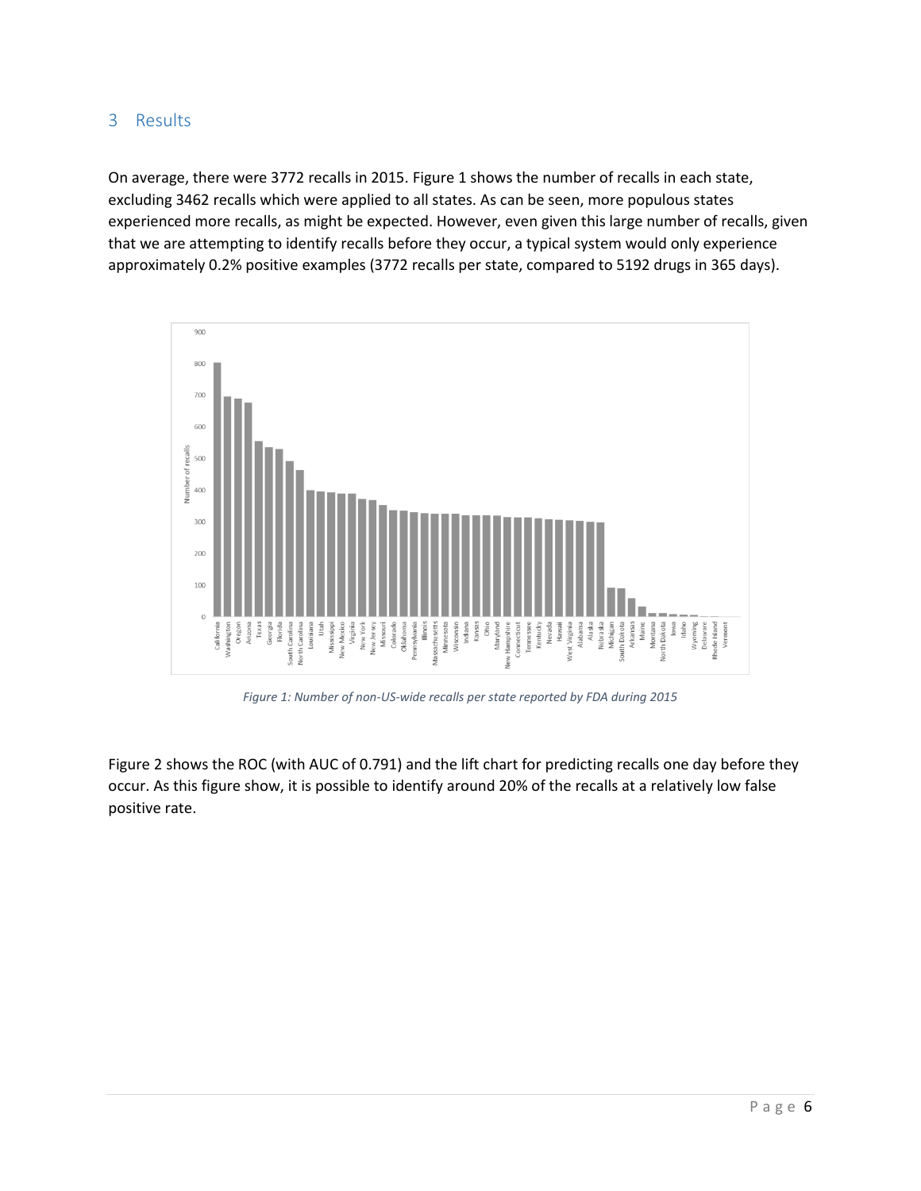## 3 Results

On average, there were 3772 recalls in 2015. Figure 1 shows the number of recalls in each state, excluding 3462 recalls which were applied to all states. As can be seen, more populous states experienced more recalls, as might be expected. However, even given this large number of recalls, given that we are attempting to identify recalls before they occur, a typical system would only experience approximately 0.2% positive examples (3772 recalls per state, compared to 5192 drugs in 365 days).

*Figure 1: Number of non-US-wide recalls per state reported by FDA during 2015*

Figure 2 shows the ROC (with AUC of 0.791) and the lift chart for predicting recalls one day before they occur. As this figure show, it is possible to identify around 20% of the recalls at a relatively low false positive rate.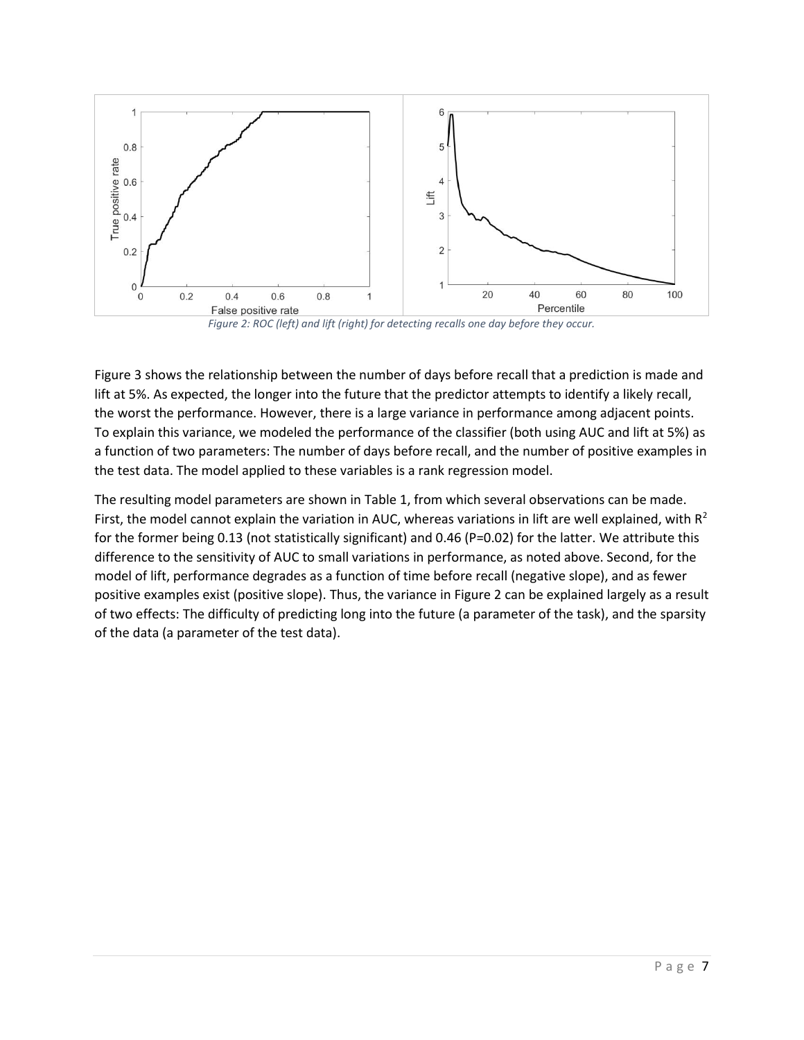*Figure 2: ROC (left) and lift (right) for detecting recalls one day before they occur.*

Figure 3 shows the relationship between the number of days before recall that a prediction is made and lift at 5%. As expected, the longer into the future that the predictor attempts to identify a likely recall, the worst the performance. However, there is a large variance in performance among adjacent points. To explain this variance, we modeled the performance of the classifier (both using AUC and lift at 5%) as a function of two parameters: The number of days before recall, and the number of positive examples in the test data. The model applied to these variables is a rank regression model.

The resulting model parameters are shown in Table 1, from which several observations can be made. First, the model cannot explain the variation in AUC, whereas variations in lift are well explained, with $R^2$ for the former being 0.13 (not statistically significant) and 0.46 (P=0.02) for the latter. We attribute this difference to the sensitivity of AUC to small variations in performance, as noted above. Second, for the model of lift, performance degrades as a function of time before recall (negative slope), and as fewer positive examples exist (positive slope). Thus, the variance in Figure 2 can be explained largely as a result of two effects: The difficulty of predicting long into the future (a parameter of the task), and the sparsity of the data (a parameter of the test data).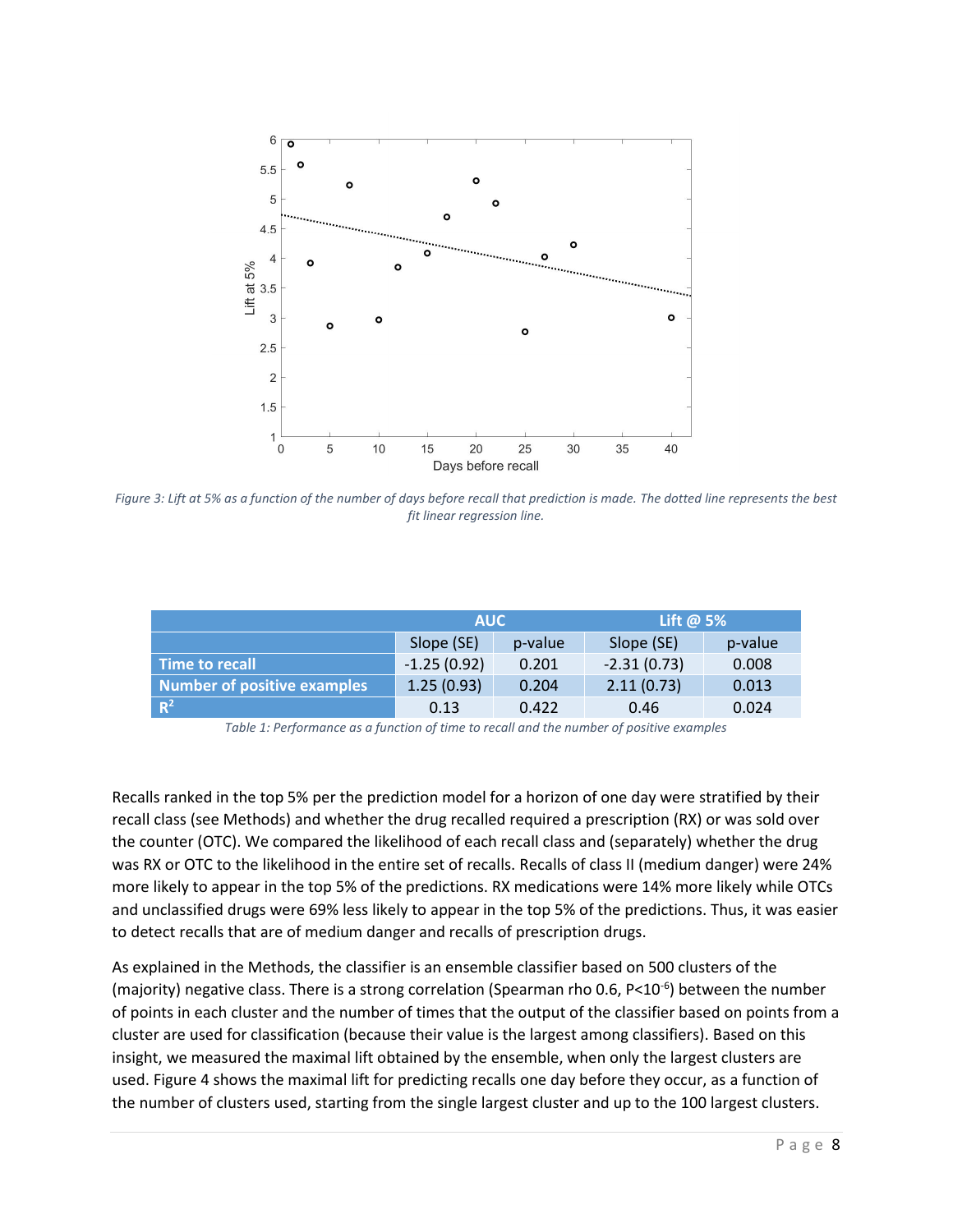Figure 3: Lift at 5% as a function of the number of days before recall that prediction is made. The dotted line represents the best fit linear regression line.

| | AUC | | Lift @ 5% | |
|---|---|---|---|---|
| | Slope (SE) | p-value | Slope (SE) | p-value |
| **Time to recall** | -1.25 (0.92) | 0.201 | -2.31 (0.73) | 0.008 |
| **Number of positive examples** | 1.25 (0.93) | 0.204 | 2.11 (0.73) | 0.013 |
| **$R^2$** | 0.13 | 0.422 | 0.46 | 0.024 |

*Table 1: Performance as a function of time to recall and the number of positive examples*

Recalls ranked in the top 5% per the prediction model for a horizon of one day were stratified by their recall class (see Methods) and whether the drug recalled required a prescription (RX) or was sold over the counter (OTC). We compared the likelihood of each recall class and (separately) whether the drug was RX or OTC to the likelihood in the entire set of recalls. Recalls of class II (medium danger) were 24% more likely to appear in the top 5% of the predictions. RX medications were 14% more likely while OTCs and unclassified drugs were 69% less likely to appear in the top 5% of the predictions. Thus, it was easier to detect recalls that are of medium danger and recalls of prescription drugs.

As explained in the Methods, the classifier is an ensemble classifier based on 500 clusters of the (majority) negative class. There is a strong correlation (Spearman rho 0.6, $P<10^{-6}$) between the number of points in each cluster and the number of times that the output of the classifier based on points from a cluster are used for classification (because their value is the largest among classifiers). Based on this insight, we measured the maximal lift obtained by the ensemble, when only the largest clusters are used. Figure 4 shows the maximal lift for predicting recalls one day before they occur, as a function of the number of clusters used, starting from the single largest cluster and up to the 100 largest clusters.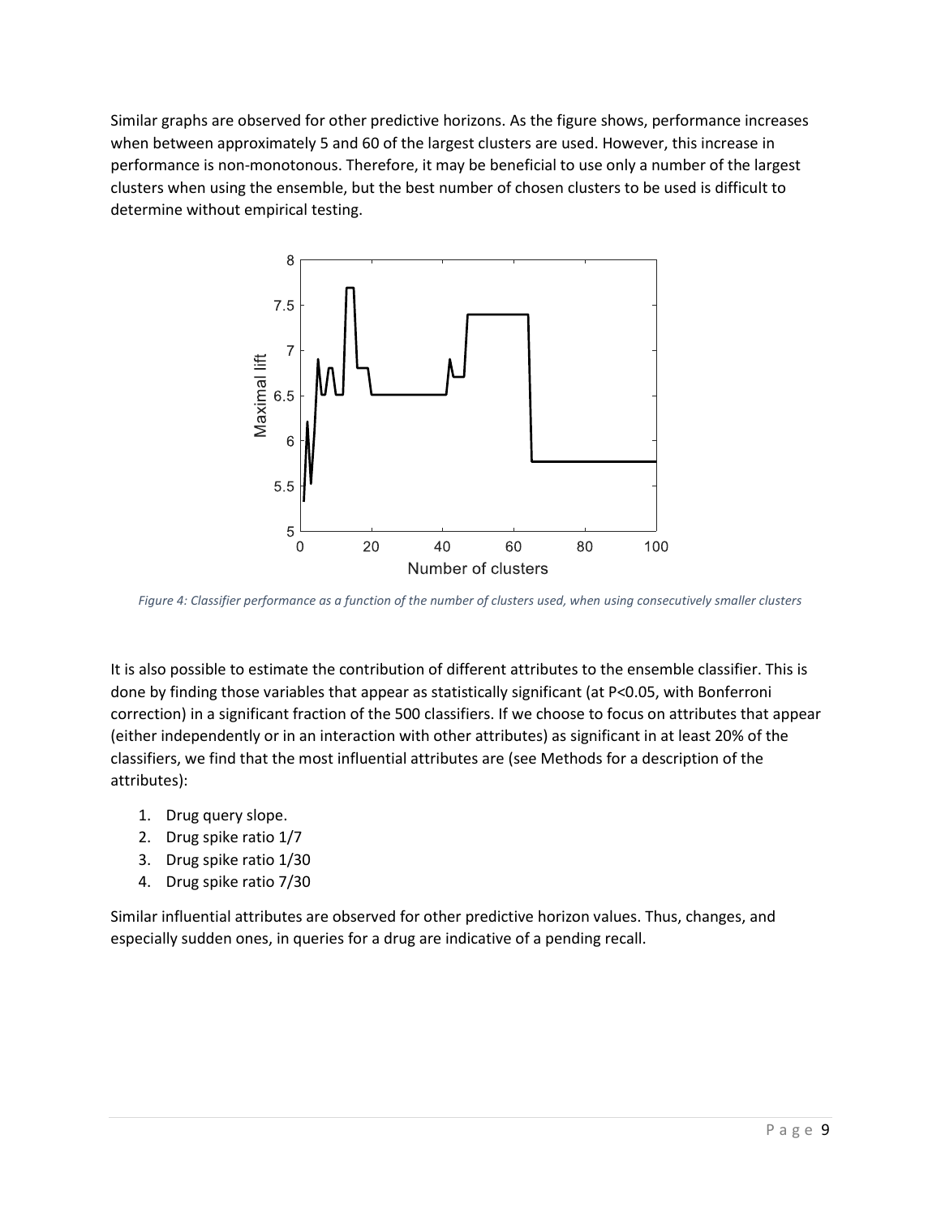Similar graphs are observed for other predictive horizons. As the figure shows, performance increases when between approximately 5 and 60 of the largest clusters are used. However, this increase in performance is non-monotonous. Therefore, it may be beneficial to use only a number of the largest clusters when using the ensemble, but the best number of chosen clusters to be used is difficult to determine without empirical testing.

*Figure 4: Classifier performance as a function of the number of clusters used, when using consecutively smaller clusters*

It is also possible to estimate the contribution of different attributes to the ensemble classifier. This is done by finding those variables that appear as statistically significant (at $P<0.05$, with Bonferroni correction) in a significant fraction of the 500 classifiers. If we choose to focus on attributes that appear (either independently or in an interaction with other attributes) as significant in at least 20% of the classifiers, we find that the most influential attributes are (see Methods for a description of the attributes):

1. Drug query slope.
2. Drug spike ratio 1/7
3. Drug spike ratio 1/30
4. Drug spike ratio 7/30

Similar influential attributes are observed for other predictive horizon values. Thus, changes, and especially sudden ones, in queries for a drug are indicative of a pending recall.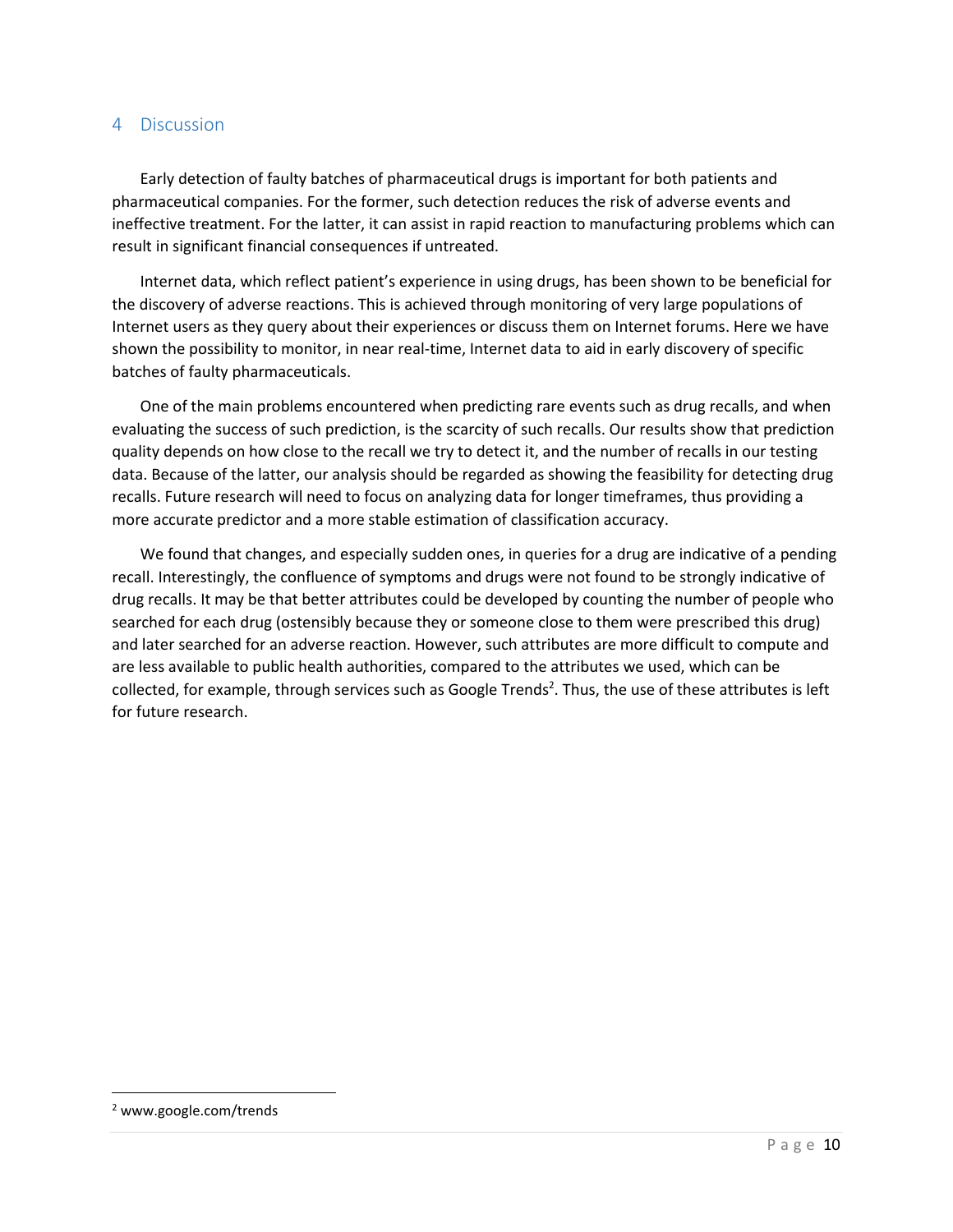## 4 Discussion

Early detection of faulty batches of pharmaceutical drugs is important for both patients and pharmaceutical companies. For the former, such detection reduces the risk of adverse events and ineffective treatment. For the latter, it can assist in rapid reaction to manufacturing problems which can result in significant financial consequences if untreated.

Internet data, which reflect patient's experience in using drugs, has been shown to be beneficial for the discovery of adverse reactions. This is achieved through monitoring of very large populations of Internet users as they query about their experiences or discuss them on Internet forums. Here we have shown the possibility to monitor, in near real-time, Internet data to aid in early discovery of specific batches of faulty pharmaceuticals.

One of the main problems encountered when predicting rare events such as drug recalls, and when evaluating the success of such prediction, is the scarcity of such recalls. Our results show that prediction quality depends on how close to the recall we try to detect it, and the number of recalls in our testing data. Because of the latter, our analysis should be regarded as showing the feasibility for detecting drug recalls. Future research will need to focus on analyzing data for longer timeframes, thus providing a more accurate predictor and a more stable estimation of classification accuracy.

We found that changes, and especially sudden ones, in queries for a drug are indicative of a pending recall. Interestingly, the confluence of symptoms and drugs were not found to be strongly indicative of drug recalls. It may be that better attributes could be developed by counting the number of people who searched for each drug (ostensibly because they or someone close to them were prescribed this drug) and later searched for an adverse reaction. However, such attributes are more difficult to compute and are less available to public health authorities, compared to the attributes we used, which can be collected, for example, through services such as Google Trends[2]. Thus, the use of these attributes is left for future research.

[2] www.google.com/trends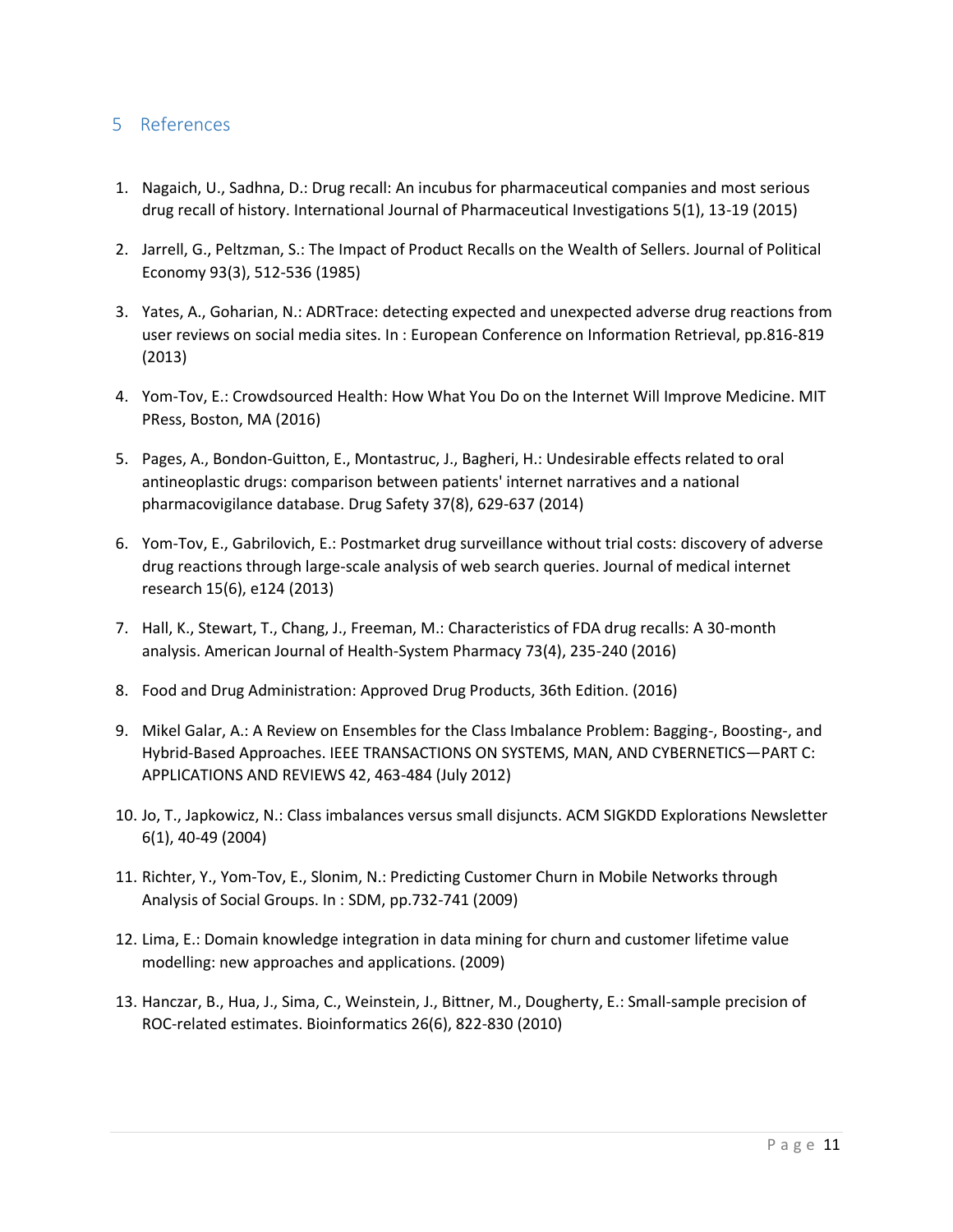## 5 References

1. Nagaich, U., Sadhna, D.: Drug recall: An incubus for pharmaceutical companies and most serious drug recall of history. International Journal of Pharmaceutical Investigations 5(1), 13-19 (2015)

2. Jarrell, G., Peltzman, S.: The Impact of Product Recalls on the Wealth of Sellers. Journal of Political Economy 93(3), 512-536 (1985)

3. Yates, A., Goharian, N.: ADRTrace: detecting expected and unexpected adverse drug reactions from user reviews on social media sites. In : European Conference on Information Retrieval, pp.816-819 (2013)

4. Yom-Tov, E.: Crowdsourced Health: How What You Do on the Internet Will Improve Medicine. MIT PRess, Boston, MA (2016)

5. Pages, A., Bondon-Guitton, E., Montastruc, J., Bagheri, H.: Undesirable effects related to oral antineoplastic drugs: comparison between patients' internet narratives and a national pharmacovigilance database. Drug Safety 37(8), 629-637 (2014)

6. Yom-Tov, E., Gabrilovich, E.: Postmarket drug surveillance without trial costs: discovery of adverse drug reactions through large-scale analysis of web search queries. Journal of medical internet research 15(6), e124 (2013)

7. Hall, K., Stewart, T., Chang, J., Freeman, M.: Characteristics of FDA drug recalls: A 30-month analysis. American Journal of Health-System Pharmacy 73(4), 235-240 (2016)

8. Food and Drug Administration: Approved Drug Products, 36th Edition. (2016)

9. Mikel Galar, A.: A Review on Ensembles for the Class Imbalance Problem: Bagging-, Boosting-, and Hybrid-Based Approaches. IEEE TRANSACTIONS ON SYSTEMS, MAN, AND CYBERNETICS—PART C: APPLICATIONS AND REVIEWS 42, 463-484 (July 2012)

10. Jo, T., Japkowicz, N.: Class imbalances versus small disjuncts. ACM SIGKDD Explorations Newsletter 6(1), 40-49 (2004)

11. Richter, Y., Yom-Tov, E., Slonim, N.: Predicting Customer Churn in Mobile Networks through Analysis of Social Groups. In : SDM, pp.732-741 (2009)

12. Lima, E.: Domain knowledge integration in data mining for churn and customer lifetime value modelling: new approaches and applications. (2009)

13. Hanczar, B., Hua, J., Sima, C., Weinstein, J., Bittner, M., Dougherty, E.: Small-sample precision of ROC-related estimates. Bioinformatics 26(6), 822-830 (2010)